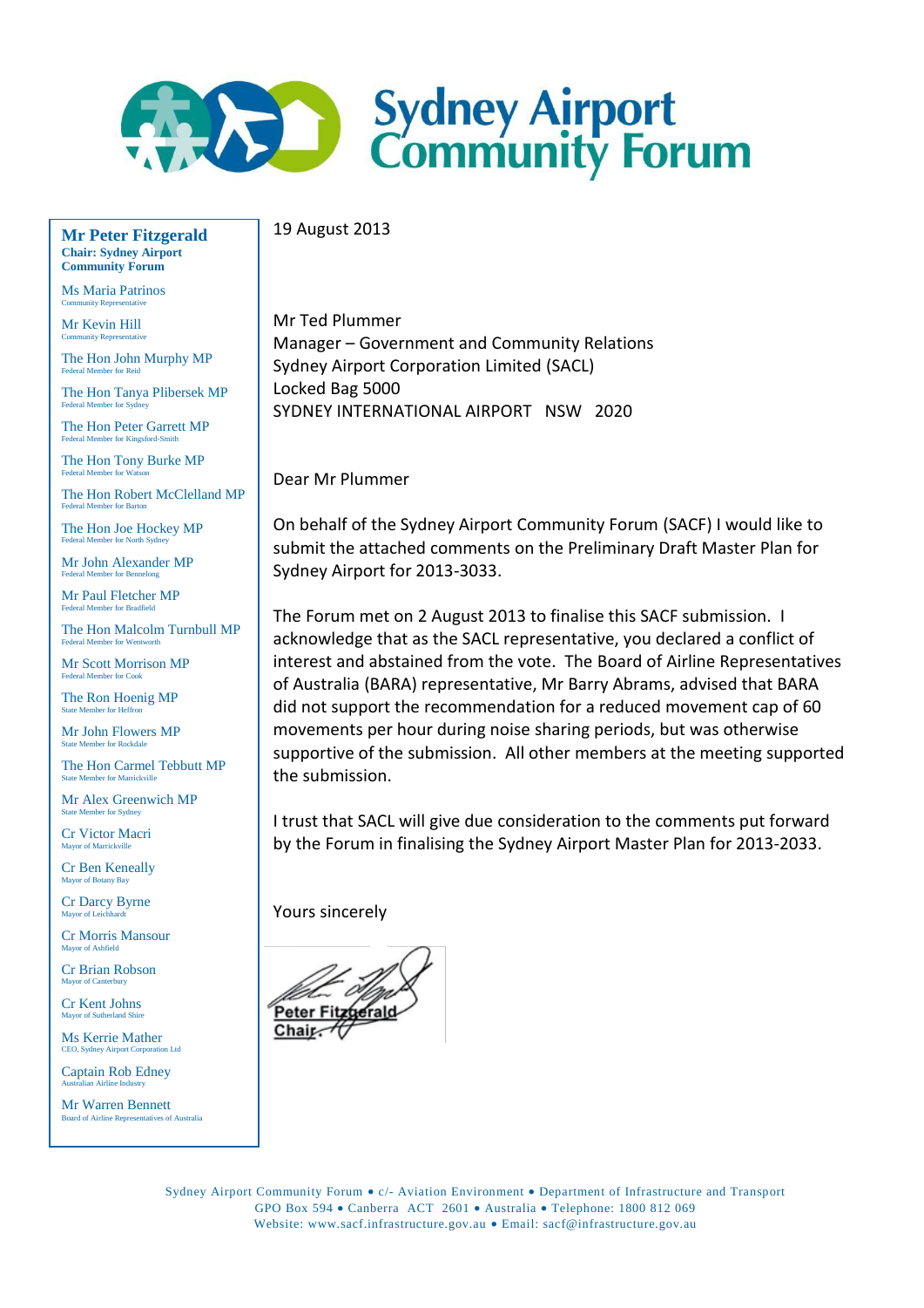# Sydney Airport Community Forum

**Mr Peter Fitzgerald**
**Chair: Sydney Airport Community Forum**

Ms Maria Patrinos
Community Representative

Mr Kevin Hill
Community Representative

The Hon John Murphy MP
Federal Member for Reid

The Hon Tanya Plibersek MP
Federal Member for Sydney

The Hon Peter Garrett MP
Federal Member for Kingsford-Smith

The Hon Tony Burke MP
Federal Member for Watson

The Hon Robert McClelland MP
Federal Member for Barton

The Hon Joe Hockey MP
Federal Member for North Sydney

Mr John Alexander MP
Federal Member for Bennelong

Mr Paul Fletcher MP
Federal Member for Bradfield

The Hon Malcolm Turnbull MP
Federal Member for Wentworth

Mr Scott Morrison MP
Federal Member for Cook

The Ron Hoenig MP
State Member for Heffron

Mr John Flowers MP
State Member for Rockdale

The Hon Carmel Tebbutt MP
State Member for Marrickville

Mr Alex Greenwich MP
State Member for Sydney

Cr Victor Macri
Mayor of Marrickville

Cr Ben Keneally
Mayor of Botany Bay

Cr Darcy Byrne
Mayor of Leichhardt

Cr Morris Mansour
Mayor of Ashfield

Cr Brian Robson
Mayor of Canterbury

Cr Kent Johns
Mayor of Sutherland Shire

Ms Kerrie Mather
CEO, Sydney Airport Corporation Ltd

Captain Rob Edney
Australian Airline Industry

Mr Warren Bennett
Board of Airline Representatives of Australia

---

19 August 2013

Mr Ted Plummer
Manager – Government and Community Relations
Sydney Airport Corporation Limited (SACL)
Locked Bag 5000
SYDNEY INTERNATIONAL AIRPORT NSW 2020

Dear Mr Plummer

On behalf of the Sydney Airport Community Forum (SACF) I would like to submit the attached comments on the Preliminary Draft Master Plan for Sydney Airport for 2013-3033.

The Forum met on 2 August 2013 to finalise this SACF submission. I acknowledge that as the SACL representative, you declared a conflict of interest and abstained from the vote. The Board of Airline Representatives of Australia (BARA) representative, Mr Barry Abrams, advised that BARA did not support the recommendation for a reduced movement cap of 60 movements per hour during noise sharing periods, but was otherwise supportive of the submission. All other members at the meeting supported the submission.

I trust that SACL will give due consideration to the comments put forward by the Forum in finalising the Sydney Airport Master Plan for 2013-2033.

Yours sincerely

Peter Fitzgerald
Chair

Sydney Airport Community Forum • c/- Aviation Environment • Department of Infrastructure and Transport
GPO Box 594 • Canberra ACT 2601 • Australia • Telephone: 1800 812 069
Website: www.sacf.infrastructure.gov.au • Email: sacf@infrastructure.gov.au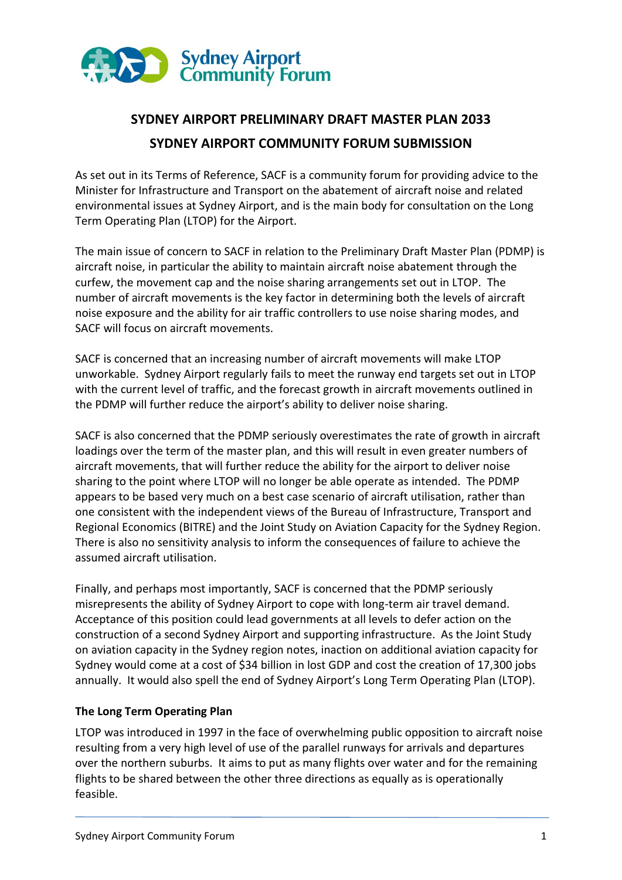# SYDNEY AIRPORT PRELIMINARY DRAFT MASTER PLAN 2033

# SYDNEY AIRPORT COMMUNITY FORUM SUBMISSION

As set out in its Terms of Reference, SACF is a community forum for providing advice to the Minister for Infrastructure and Transport on the abatement of aircraft noise and related environmental issues at Sydney Airport, and is the main body for consultation on the Long Term Operating Plan (LTOP) for the Airport.

The main issue of concern to SACF in relation to the Preliminary Draft Master Plan (PDMP) is aircraft noise, in particular the ability to maintain aircraft noise abatement through the curfew, the movement cap and the noise sharing arrangements set out in LTOP. The number of aircraft movements is the key factor in determining both the levels of aircraft noise exposure and the ability for air traffic controllers to use noise sharing modes, and SACF will focus on aircraft movements.

SACF is concerned that an increasing number of aircraft movements will make LTOP unworkable. Sydney Airport regularly fails to meet the runway end targets set out in LTOP with the current level of traffic, and the forecast growth in aircraft movements outlined in the PDMP will further reduce the airport's ability to deliver noise sharing.

SACF is also concerned that the PDMP seriously overestimates the rate of growth in aircraft loadings over the term of the master plan, and this will result in even greater numbers of aircraft movements, that will further reduce the ability for the airport to deliver noise sharing to the point where LTOP will no longer be able operate as intended. The PDMP appears to be based very much on a best case scenario of aircraft utilisation, rather than one consistent with the independent views of the Bureau of Infrastructure, Transport and Regional Economics (BITRE) and the Joint Study on Aviation Capacity for the Sydney Region. There is also no sensitivity analysis to inform the consequences of failure to achieve the assumed aircraft utilisation.

Finally, and perhaps most importantly, SACF is concerned that the PDMP seriously misrepresents the ability of Sydney Airport to cope with long-term air travel demand. Acceptance of this position could lead governments at all levels to defer action on the construction of a second Sydney Airport and supporting infrastructure. As the Joint Study on aviation capacity in the Sydney region notes, inaction on additional aviation capacity for Sydney would come at a cost of $34 billion in lost GDP and cost the creation of 17,300 jobs annually. It would also spell the end of Sydney Airport's Long Term Operating Plan (LTOP).

**The Long Term Operating Plan**

LTOP was introduced in 1997 in the face of overwhelming public opposition to aircraft noise resulting from a very high level of use of the parallel runways for arrivals and departures over the northern suburbs. It aims to put as many flights over water and for the remaining flights to be shared between the other three directions as equally as is operationally feasible.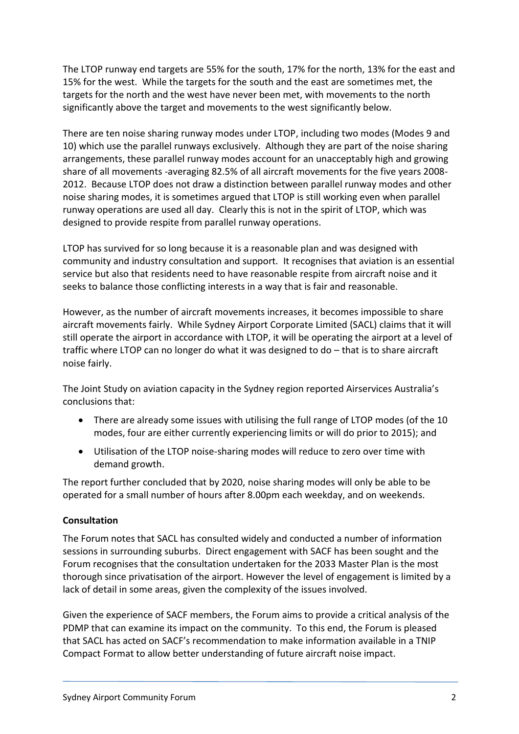The LTOP runway end targets are 55% for the south, 17% for the north, 13% for the east and 15% for the west. While the targets for the south and the east are sometimes met, the targets for the north and the west have never been met, with movements to the north significantly above the target and movements to the west significantly below.

There are ten noise sharing runway modes under LTOP, including two modes (Modes 9 and 10) which use the parallel runways exclusively. Although they are part of the noise sharing arrangements, these parallel runway modes account for an unacceptably high and growing share of all movements -averaging 82.5% of all aircraft movements for the five years 2008-2012. Because LTOP does not draw a distinction between parallel runway modes and other noise sharing modes, it is sometimes argued that LTOP is still working even when parallel runway operations are used all day. Clearly this is not in the spirit of LTOP, which was designed to provide respite from parallel runway operations.

LTOP has survived for so long because it is a reasonable plan and was designed with community and industry consultation and support. It recognises that aviation is an essential service but also that residents need to have reasonable respite from aircraft noise and it seeks to balance those conflicting interests in a way that is fair and reasonable.

However, as the number of aircraft movements increases, it becomes impossible to share aircraft movements fairly. While Sydney Airport Corporate Limited (SACL) claims that it will still operate the airport in accordance with LTOP, it will be operating the airport at a level of traffic where LTOP can no longer do what it was designed to do – that is to share aircraft noise fairly.

The Joint Study on aviation capacity in the Sydney region reported Airservices Australia's conclusions that:

- There are already some issues with utilising the full range of LTOP modes (of the 10 modes, four are either currently experiencing limits or will do prior to 2015); and
- Utilisation of the LTOP noise-sharing modes will reduce to zero over time with demand growth.

The report further concluded that by 2020, noise sharing modes will only be able to be operated for a small number of hours after 8.00pm each weekday, and on weekends.

**Consultation**

The Forum notes that SACL has consulted widely and conducted a number of information sessions in surrounding suburbs. Direct engagement with SACF has been sought and the Forum recognises that the consultation undertaken for the 2033 Master Plan is the most thorough since privatisation of the airport. However the level of engagement is limited by a lack of detail in some areas, given the complexity of the issues involved.

Given the experience of SACF members, the Forum aims to provide a critical analysis of the PDMP that can examine its impact on the community. To this end, the Forum is pleased that SACL has acted on SACF's recommendation to make information available in a TNIP Compact Format to allow better understanding of future aircraft noise impact.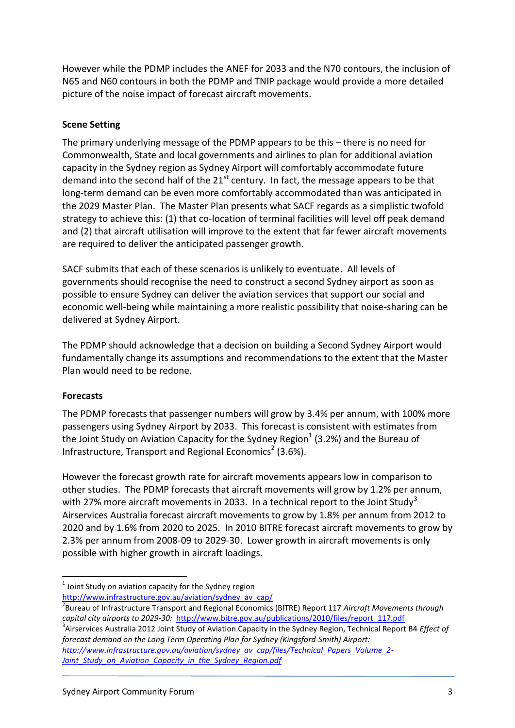However while the PDMP includes the ANEF for 2033 and the N70 contours, the inclusion of N65 and N60 contours in both the PDMP and TNIP package would provide a more detailed picture of the noise impact of forecast aircraft movements.

**Scene Setting**

The primary underlying message of the PDMP appears to be this – there is no need for Commonwealth, State and local governments and airlines to plan for additional aviation capacity in the Sydney region as Sydney Airport will comfortably accommodate future demand into the second half of the 21st century. In fact, the message appears to be that long-term demand can be even more comfortably accommodated than was anticipated in the 2029 Master Plan. The Master Plan presents what SACF regards as a simplistic twofold strategy to achieve this: (1) that co-location of terminal facilities will level off peak demand and (2) that aircraft utilisation will improve to the extent that far fewer aircraft movements are required to deliver the anticipated passenger growth.

SACF submits that each of these scenarios is unlikely to eventuate. All levels of governments should recognise the need to construct a second Sydney airport as soon as possible to ensure Sydney can deliver the aviation services that support our social and economic well-being while maintaining a more realistic possibility that noise-sharing can be delivered at Sydney Airport.

The PDMP should acknowledge that a decision on building a Second Sydney Airport would fundamentally change its assumptions and recommendations to the extent that the Master Plan would need to be redone.

**Forecasts**

The PDMP forecasts that passenger numbers will grow by 3.4% per annum, with 100% more passengers using Sydney Airport by 2033. This forecast is consistent with estimates from the Joint Study on Aviation Capacity for the Sydney Region[1] (3.2%) and the Bureau of Infrastructure, Transport and Regional Economics[2] (3.6%).

However the forecast growth rate for aircraft movements appears low in comparison to other studies. The PDMP forecasts that aircraft movements will grow by 1.2% per annum, with 27% more aircraft movements in 2033. In a technical report to the Joint Study[3] Airservices Australia forecast aircraft movements to grow by 1.8% per annum from 2012 to 2020 and by 1.6% from 2020 to 2025. In 2010 BITRE forecast aircraft movements to grow by 2.3% per annum from 2008-09 to 2029-30. Lower growth in aircraft movements is only possible with higher growth in aircraft loadings.

---

[1] Joint Study on aviation capacity for the Sydney region http://www.infrastructure.gov.au/aviation/sydney_av_cap/

[2] Bureau of Infrastructure Transport and Regional Economics (BITRE) Report 117 *Aircraft Movements through capital city airports to 2029-30:* http://www.bitre.gov.au/publications/2010/files/report_117.pdf

[3] Airservices Australia 2012 Joint Study of Aviation Capacity in the Sydney Region, Technical Report B4 *Effect of forecast demand on the Long Term Operating Plan for Sydney (Kingsford-Smith) Airport:* *http://www.infrastructure.gov.au/aviation/sydney_av_cap/files/Technical_Papers_Volume_2-Joint_Study_on_Aviation_Capacity_in_the_Sydney_Region.pdf*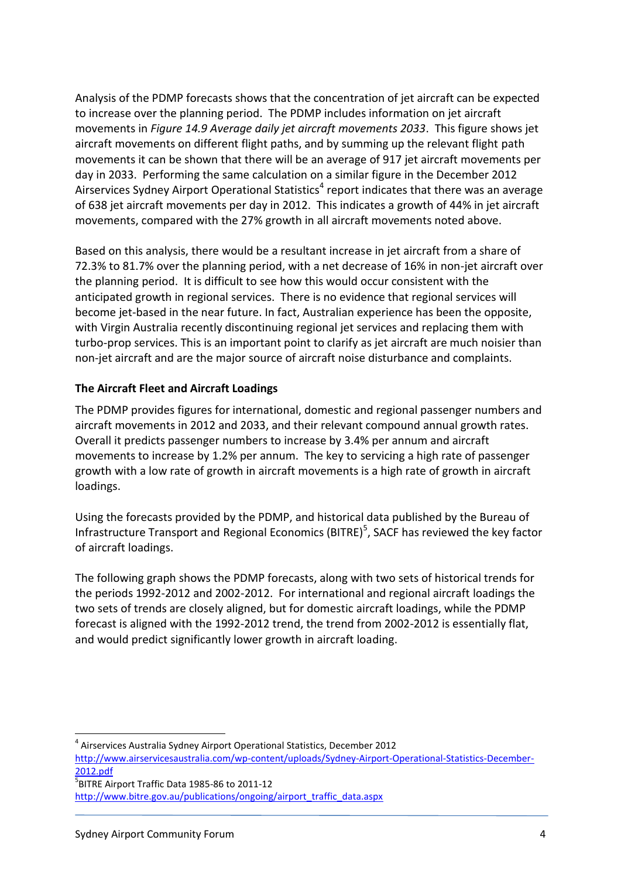Analysis of the PDMP forecasts shows that the concentration of jet aircraft can be expected to increase over the planning period. The PDMP includes information on jet aircraft movements in *Figure 14.9 Average daily jet aircraft movements 2033*. This figure shows jet aircraft movements on different flight paths, and by summing up the relevant flight path movements it can be shown that there will be an average of 917 jet aircraft movements per day in 2033. Performing the same calculation on a similar figure in the December 2012 Airservices Sydney Airport Operational Statistics[4] report indicates that there was an average of 638 jet aircraft movements per day in 2012. This indicates a growth of 44% in jet aircraft movements, compared with the 27% growth in all aircraft movements noted above.

Based on this analysis, there would be a resultant increase in jet aircraft from a share of 72.3% to 81.7% over the planning period, with a net decrease of 16% in non-jet aircraft over the planning period. It is difficult to see how this would occur consistent with the anticipated growth in regional services. There is no evidence that regional services will become jet-based in the near future. In fact, Australian experience has been the opposite, with Virgin Australia recently discontinuing regional jet services and replacing them with turbo-prop services. This is an important point to clarify as jet aircraft are much noisier than non-jet aircraft and are the major source of aircraft noise disturbance and complaints.

**The Aircraft Fleet and Aircraft Loadings**

The PDMP provides figures for international, domestic and regional passenger numbers and aircraft movements in 2012 and 2033, and their relevant compound annual growth rates. Overall it predicts passenger numbers to increase by 3.4% per annum and aircraft movements to increase by 1.2% per annum. The key to servicing a high rate of passenger growth with a low rate of growth in aircraft movements is a high rate of growth in aircraft loadings.

Using the forecasts provided by the PDMP, and historical data published by the Bureau of Infrastructure Transport and Regional Economics (BITRE)[5], SACF has reviewed the key factor of aircraft loadings.

The following graph shows the PDMP forecasts, along with two sets of historical trends for the periods 1992-2012 and 2002-2012. For international and regional aircraft loadings the two sets of trends are closely aligned, but for domestic aircraft loadings, while the PDMP forecast is aligned with the 1992-2012 trend, the trend from 2002-2012 is essentially flat, and would predict significantly lower growth in aircraft loading.

---

[4] Airservices Australia Sydney Airport Operational Statistics, December 2012
http://www.airservicesaustralia.com/wp-content/uploads/Sydney-Airport-Operational-Statistics-December-2012.pdf

[5] BITRE Airport Traffic Data 1985-86 to 2011-12
http://www.bitre.gov.au/publications/ongoing/airport_traffic_data.aspx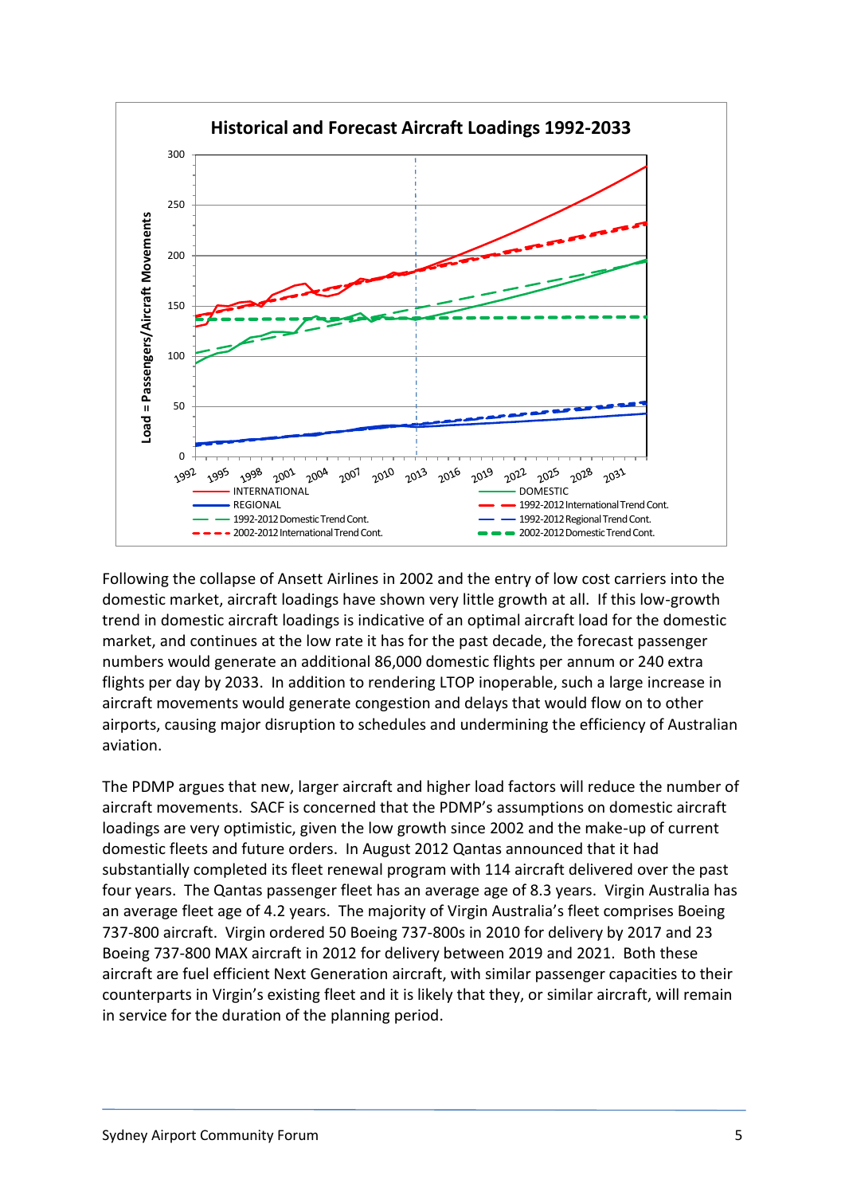**Historical and Forecast Aircraft Loadings 1992-2033**

Following the collapse of Ansett Airlines in 2002 and the entry of low cost carriers into the domestic market, aircraft loadings have shown very little growth at all. If this low-growth trend in domestic aircraft loadings is indicative of an optimal aircraft load for the domestic market, and continues at the low rate it has for the past decade, the forecast passenger numbers would generate an additional 86,000 domestic flights per annum or 240 extra flights per day by 2033. In addition to rendering LTOP inoperable, such a large increase in aircraft movements would generate congestion and delays that would flow on to other airports, causing major disruption to schedules and undermining the efficiency of Australian aviation.

The PDMP argues that new, larger aircraft and higher load factors will reduce the number of aircraft movements. SACF is concerned that the PDMP's assumptions on domestic aircraft loadings are very optimistic, given the low growth since 2002 and the make-up of current domestic fleets and future orders. In August 2012 Qantas announced that it had substantially completed its fleet renewal program with 114 aircraft delivered over the past four years. The Qantas passenger fleet has an average age of 8.3 years. Virgin Australia has an average fleet age of 4.2 years. The majority of Virgin Australia's fleet comprises Boeing 737-800 aircraft. Virgin ordered 50 Boeing 737-800s in 2010 for delivery by 2017 and 23 Boeing 737-800 MAX aircraft in 2012 for delivery between 2019 and 2021. Both these aircraft are fuel efficient Next Generation aircraft, with similar passenger capacities to their counterparts in Virgin's existing fleet and it is likely that they, or similar aircraft, will remain in service for the duration of the planning period.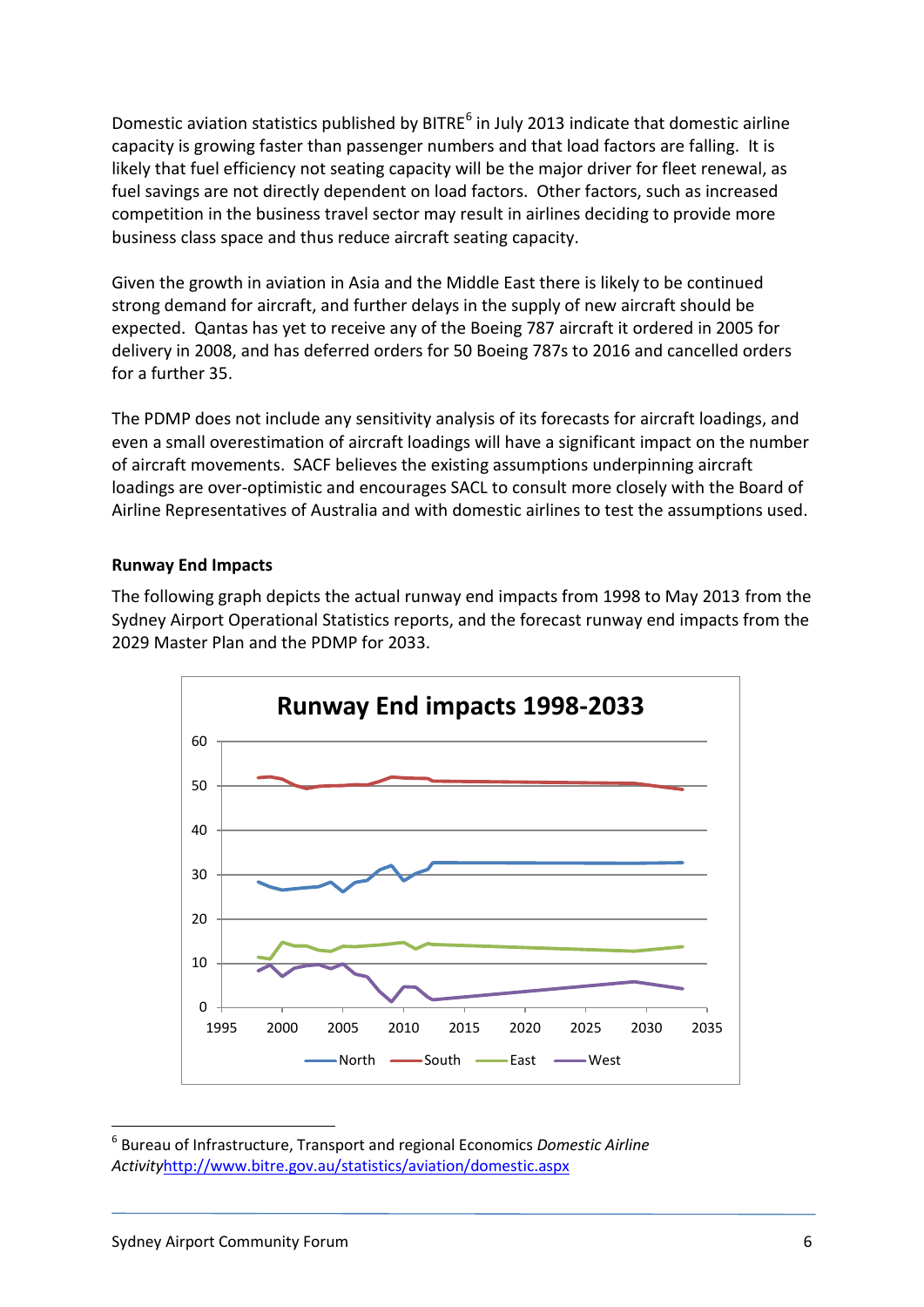Domestic aviation statistics published by BITRE[6] in July 2013 indicate that domestic airline capacity is growing faster than passenger numbers and that load factors are falling. It is likely that fuel efficiency not seating capacity will be the major driver for fleet renewal, as fuel savings are not directly dependent on load factors. Other factors, such as increased competition in the business travel sector may result in airlines deciding to provide more business class space and thus reduce aircraft seating capacity.

Given the growth in aviation in Asia and the Middle East there is likely to be continued strong demand for aircraft, and further delays in the supply of new aircraft should be expected. Qantas has yet to receive any of the Boeing 787 aircraft it ordered in 2005 for delivery in 2008, and has deferred orders for 50 Boeing 787s to 2016 and cancelled orders for a further 35.

The PDMP does not include any sensitivity analysis of its forecasts for aircraft loadings, and even a small overestimation of aircraft loadings will have a significant impact on the number of aircraft movements. SACF believes the existing assumptions underpinning aircraft loadings are over-optimistic and encourages SACL to consult more closely with the Board of Airline Representatives of Australia and with domestic airlines to test the assumptions used.

**Runway End Impacts**

The following graph depicts the actual runway end impacts from 1998 to May 2013 from the Sydney Airport Operational Statistics reports, and the forecast runway end impacts from the 2029 Master Plan and the PDMP for 2033.

**Runway End impacts 1998-2033**

[Line chart: y-axis 0–60, x-axis 1995–2035; series: North, South, East, West]

---

[6] Bureau of Infrastructure, Transport and regional Economics *Domestic Airline Activity* http://www.bitre.gov.au/statistics/aviation/domestic.aspx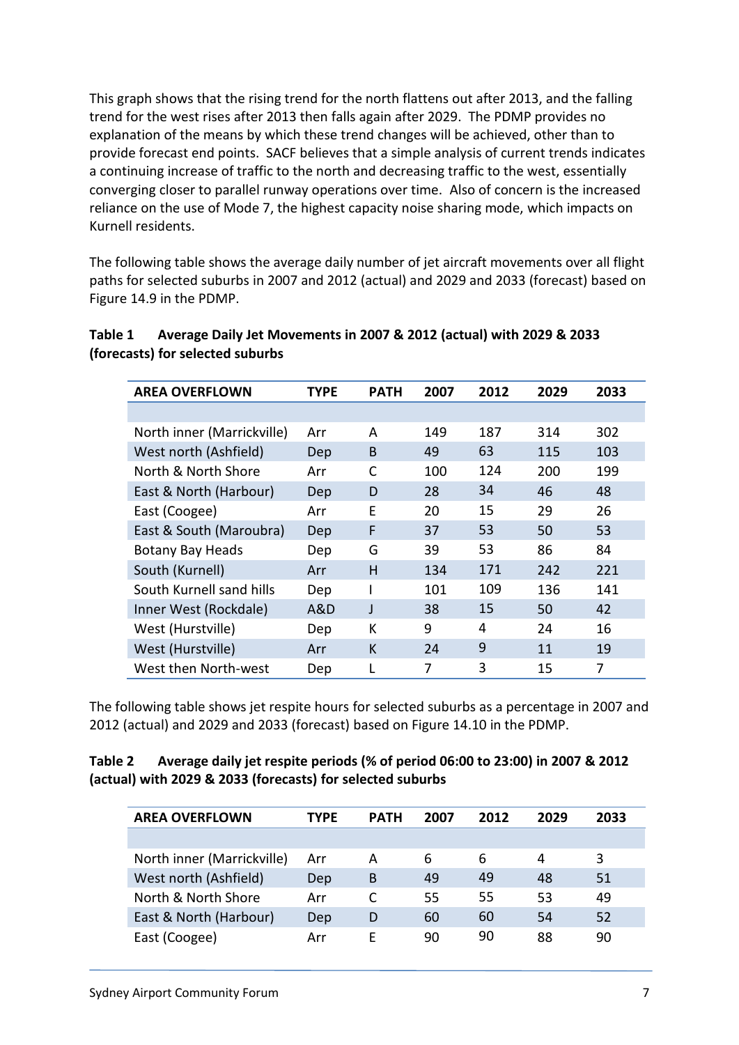This graph shows that the rising trend for the north flattens out after 2013, and the falling trend for the west rises after 2013 then falls again after 2029. The PDMP provides no explanation of the means by which these trend changes will be achieved, other than to provide forecast end points. SACF believes that a simple analysis of current trends indicates a continuing increase of traffic to the north and decreasing traffic to the west, essentially converging closer to parallel runway operations over time. Also of concern is the increased reliance on the use of Mode 7, the highest capacity noise sharing mode, which impacts on Kurnell residents.

The following table shows the average daily number of jet aircraft movements over all flight paths for selected suburbs in 2007 and 2012 (actual) and 2029 and 2033 (forecast) based on Figure 14.9 in the PDMP.

**Table 1 Average Daily Jet Movements in 2007 & 2012 (actual) with 2029 & 2033 (forecasts) for selected suburbs**

| AREA OVERFLOWN | TYPE | PATH | 2007 | 2012 | 2029 | 2033 |
|---|---|---|---|---|---|---|
| North inner (Marrickville) | Arr | A | 149 | 187 | 314 | 302 |
| West north (Ashfield) | Dep | B | 49 | 63 | 115 | 103 |
| North & North Shore | Arr | C | 100 | 124 | 200 | 199 |
| East & North (Harbour) | Dep | D | 28 | 34 | 46 | 48 |
| East (Coogee) | Arr | E | 20 | 15 | 29 | 26 |
| East & South (Maroubra) | Dep | F | 37 | 53 | 50 | 53 |
| Botany Bay Heads | Dep | G | 39 | 53 | 86 | 84 |
| South (Kurnell) | Arr | H | 134 | 171 | 242 | 221 |
| South Kurnell sand hills | Dep | I | 101 | 109 | 136 | 141 |
| Inner West (Rockdale) | A&D | J | 38 | 15 | 50 | 42 |
| West (Hurstville) | Dep | K | 9 | 4 | 24 | 16 |
| West (Hurstville) | Arr | K | 24 | 9 | 11 | 19 |
| West then North-west | Dep | L | 7 | 3 | 15 | 7 |

The following table shows jet respite hours for selected suburbs as a percentage in 2007 and 2012 (actual) and 2029 and 2033 (forecast) based on Figure 14.10 in the PDMP.

**Table 2 Average daily jet respite periods (% of period 06:00 to 23:00) in 2007 & 2012 (actual) with 2029 & 2033 (forecasts) for selected suburbs**

| AREA OVERFLOWN | TYPE | PATH | 2007 | 2012 | 2029 | 2033 |
|---|---|---|---|---|---|---|
| North inner (Marrickville) | Arr | A | 6 | 6 | 4 | 3 |
| West north (Ashfield) | Dep | B | 49 | 49 | 48 | 51 |
| North & North Shore | Arr | C | 55 | 55 | 53 | 49 |
| East & North (Harbour) | Dep | D | 60 | 60 | 54 | 52 |
| East (Coogee) | Arr | E | 90 | 90 | 88 | 90 |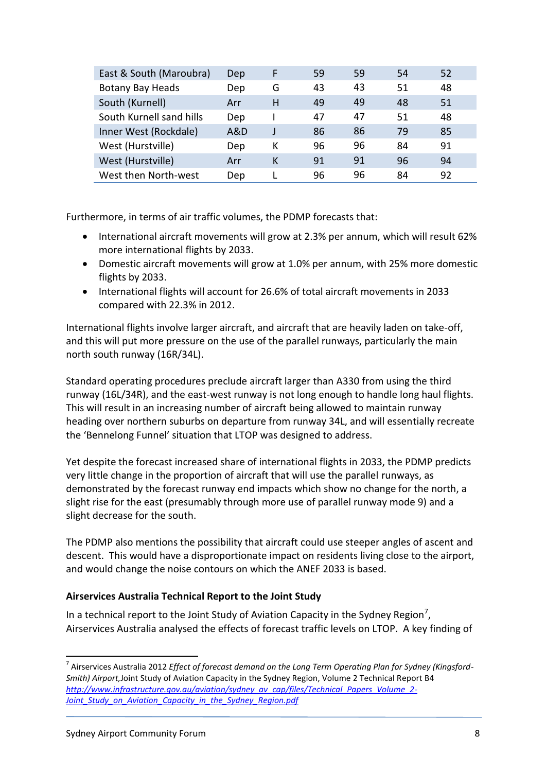| | | | | | | |
|---|---|---|---|---|---|---|
| East & South (Maroubra) | Dep | F | 59 | 59 | 54 | 52 |
| Botany Bay Heads | Dep | G | 43 | 43 | 51 | 48 |
| South (Kurnell) | Arr | H | 49 | 49 | 48 | 51 |
| South Kurnell sand hills | Dep | I | 47 | 47 | 51 | 48 |
| Inner West (Rockdale) | A&D | J | 86 | 86 | 79 | 85 |
| West (Hurstville) | Dep | K | 96 | 96 | 84 | 91 |
| West (Hurstville) | Arr | K | 91 | 91 | 96 | 94 |
| West then North-west | Dep | L | 96 | 96 | 84 | 92 |

Furthermore, in terms of air traffic volumes, the PDMP forecasts that:

- International aircraft movements will grow at 2.3% per annum, which will result 62% more international flights by 2033.
- Domestic aircraft movements will grow at 1.0% per annum, with 25% more domestic flights by 2033.
- International flights will account for 26.6% of total aircraft movements in 2033 compared with 22.3% in 2012.

International flights involve larger aircraft, and aircraft that are heavily laden on take-off, and this will put more pressure on the use of the parallel runways, particularly the main north south runway (16R/34L).

Standard operating procedures preclude aircraft larger than A330 from using the third runway (16L/34R), and the east-west runway is not long enough to handle long haul flights. This will result in an increasing number of aircraft being allowed to maintain runway heading over northern suburbs on departure from runway 34L, and will essentially recreate the 'Bennelong Funnel' situation that LTOP was designed to address.

Yet despite the forecast increased share of international flights in 2033, the PDMP predicts very little change in the proportion of aircraft that will use the parallel runways, as demonstrated by the forecast runway end impacts which show no change for the north, a slight rise for the east (presumably through more use of parallel runway mode 9) and a slight decrease for the south.

The PDMP also mentions the possibility that aircraft could use steeper angles of ascent and descent. This would have a disproportionate impact on residents living close to the airport, and would change the noise contours on which the ANEF 2033 is based.

**Airservices Australia Technical Report to the Joint Study**

In a technical report to the Joint Study of Aviation Capacity in the Sydney Region[7], Airservices Australia analysed the effects of forecast traffic levels on LTOP. A key finding of

---

[7] Airservices Australia 2012 *Effect of forecast demand on the Long Term Operating Plan for Sydney (Kingsford-Smith) Airport,*Joint Study of Aviation Capacity in the Sydney Region, Volume 2 Technical Report B4 http://www.infrastructure.gov.au/aviation/sydney_av_cap/files/Technical_Papers_Volume_2-Joint_Study_on_Aviation_Capacity_in_the_Sydney_Region.pdf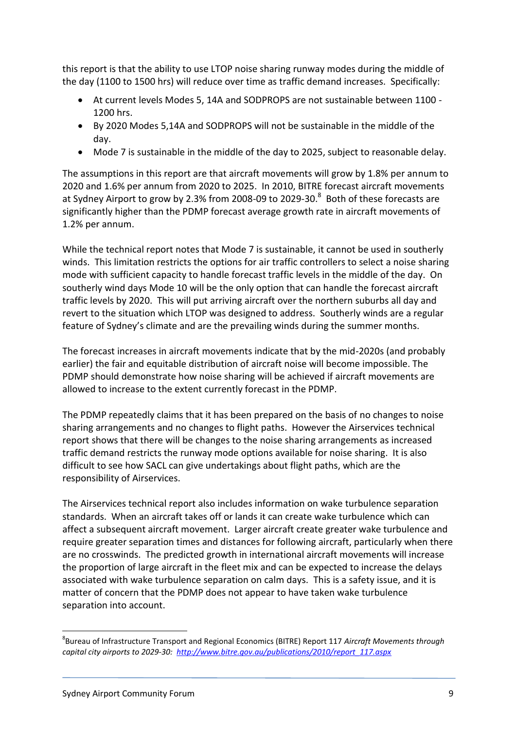this report is that the ability to use LTOP noise sharing runway modes during the middle of the day (1100 to 1500 hrs) will reduce over time as traffic demand increases. Specifically:

- At current levels Modes 5, 14A and SODPROPS are not sustainable between 1100 - 1200 hrs.
- By 2020 Modes 5,14A and SODPROPS will not be sustainable in the middle of the day.
- Mode 7 is sustainable in the middle of the day to 2025, subject to reasonable delay.

The assumptions in this report are that aircraft movements will grow by 1.8% per annum to 2020 and 1.6% per annum from 2020 to 2025. In 2010, BITRE forecast aircraft movements at Sydney Airport to grow by 2.3% from 2008-09 to 2029-30.[8] Both of these forecasts are significantly higher than the PDMP forecast average growth rate in aircraft movements of 1.2% per annum.

While the technical report notes that Mode 7 is sustainable, it cannot be used in southerly winds. This limitation restricts the options for air traffic controllers to select a noise sharing mode with sufficient capacity to handle forecast traffic levels in the middle of the day. On southerly wind days Mode 10 will be the only option that can handle the forecast aircraft traffic levels by 2020. This will put arriving aircraft over the northern suburbs all day and revert to the situation which LTOP was designed to address. Southerly winds are a regular feature of Sydney's climate and are the prevailing winds during the summer months.

The forecast increases in aircraft movements indicate that by the mid-2020s (and probably earlier) the fair and equitable distribution of aircraft noise will become impossible. The PDMP should demonstrate how noise sharing will be achieved if aircraft movements are allowed to increase to the extent currently forecast in the PDMP.

The PDMP repeatedly claims that it has been prepared on the basis of no changes to noise sharing arrangements and no changes to flight paths. However the Airservices technical report shows that there will be changes to the noise sharing arrangements as increased traffic demand restricts the runway mode options available for noise sharing. It is also difficult to see how SACL can give undertakings about flight paths, which are the responsibility of Airservices.

The Airservices technical report also includes information on wake turbulence separation standards. When an aircraft takes off or lands it can create wake turbulence which can affect a subsequent aircraft movement. Larger aircraft create greater wake turbulence and require greater separation times and distances for following aircraft, particularly when there are no crosswinds. The predicted growth in international aircraft movements will increase the proportion of large aircraft in the fleet mix and can be expected to increase the delays associated with wake turbulence separation on calm days. This is a safety issue, and it is matter of concern that the PDMP does not appear to have taken wake turbulence separation into account.

---

[8] Bureau of Infrastructure Transport and Regional Economics (BITRE) Report 117 *Aircraft Movements through capital city airports to 2029-30:* *http://www.bitre.gov.au/publications/2010/report_117.aspx*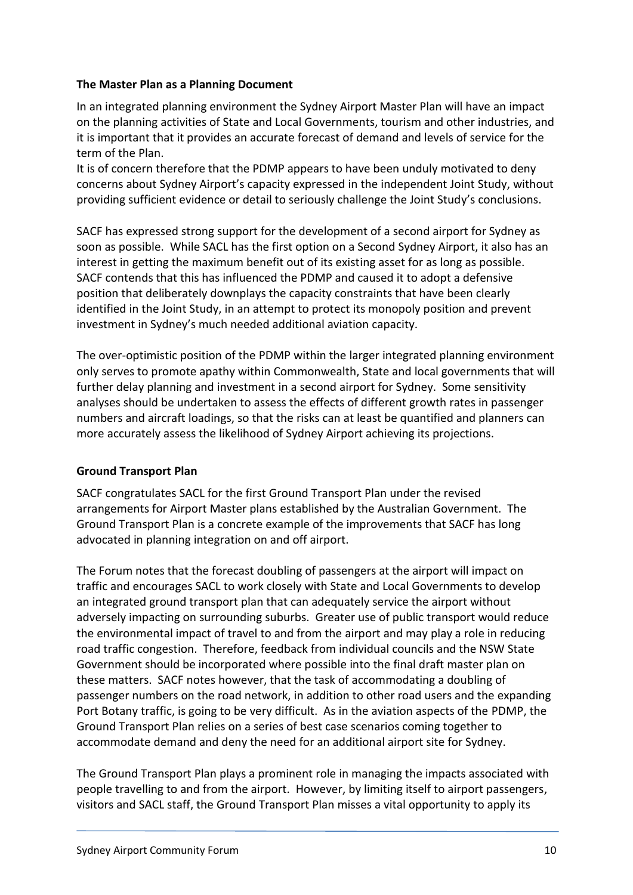**The Master Plan as a Planning Document**

In an integrated planning environment the Sydney Airport Master Plan will have an impact on the planning activities of State and Local Governments, tourism and other industries, and it is important that it provides an accurate forecast of demand and levels of service for the term of the Plan.

It is of concern therefore that the PDMP appears to have been unduly motivated to deny concerns about Sydney Airport's capacity expressed in the independent Joint Study, without providing sufficient evidence or detail to seriously challenge the Joint Study's conclusions.

SACF has expressed strong support for the development of a second airport for Sydney as soon as possible. While SACL has the first option on a Second Sydney Airport, it also has an interest in getting the maximum benefit out of its existing asset for as long as possible. SACF contends that this has influenced the PDMP and caused it to adopt a defensive position that deliberately downplays the capacity constraints that have been clearly identified in the Joint Study, in an attempt to protect its monopoly position and prevent investment in Sydney's much needed additional aviation capacity.

The over-optimistic position of the PDMP within the larger integrated planning environment only serves to promote apathy within Commonwealth, State and local governments that will further delay planning and investment in a second airport for Sydney. Some sensitivity analyses should be undertaken to assess the effects of different growth rates in passenger numbers and aircraft loadings, so that the risks can at least be quantified and planners can more accurately assess the likelihood of Sydney Airport achieving its projections.

**Ground Transport Plan**

SACF congratulates SACL for the first Ground Transport Plan under the revised arrangements for Airport Master plans established by the Australian Government. The Ground Transport Plan is a concrete example of the improvements that SACF has long advocated in planning integration on and off airport.

The Forum notes that the forecast doubling of passengers at the airport will impact on traffic and encourages SACL to work closely with State and Local Governments to develop an integrated ground transport plan that can adequately service the airport without adversely impacting on surrounding suburbs. Greater use of public transport would reduce the environmental impact of travel to and from the airport and may play a role in reducing road traffic congestion. Therefore, feedback from individual councils and the NSW State Government should be incorporated where possible into the final draft master plan on these matters. SACF notes however, that the task of accommodating a doubling of passenger numbers on the road network, in addition to other road users and the expanding Port Botany traffic, is going to be very difficult. As in the aviation aspects of the PDMP, the Ground Transport Plan relies on a series of best case scenarios coming together to accommodate demand and deny the need for an additional airport site for Sydney.

The Ground Transport Plan plays a prominent role in managing the impacts associated with people travelling to and from the airport. However, by limiting itself to airport passengers, visitors and SACL staff, the Ground Transport Plan misses a vital opportunity to apply its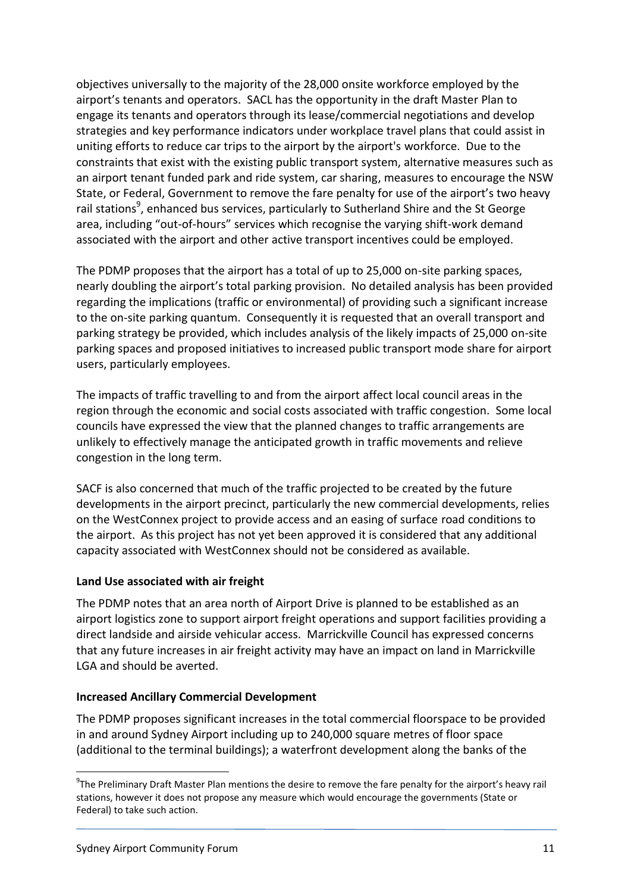objectives universally to the majority of the 28,000 onsite workforce employed by the airport's tenants and operators. SACL has the opportunity in the draft Master Plan to engage its tenants and operators through its lease/commercial negotiations and develop strategies and key performance indicators under workplace travel plans that could assist in uniting efforts to reduce car trips to the airport by the airport's workforce. Due to the constraints that exist with the existing public transport system, alternative measures such as an airport tenant funded park and ride system, car sharing, measures to encourage the NSW State, or Federal, Government to remove the fare penalty for use of the airport's two heavy rail stations[9], enhanced bus services, particularly to Sutherland Shire and the St George area, including "out-of-hours" services which recognise the varying shift-work demand associated with the airport and other active transport incentives could be employed.

The PDMP proposes that the airport has a total of up to 25,000 on-site parking spaces, nearly doubling the airport's total parking provision. No detailed analysis has been provided regarding the implications (traffic or environmental) of providing such a significant increase to the on-site parking quantum. Consequently it is requested that an overall transport and parking strategy be provided, which includes analysis of the likely impacts of 25,000 on-site parking spaces and proposed initiatives to increased public transport mode share for airport users, particularly employees.

The impacts of traffic travelling to and from the airport affect local council areas in the region through the economic and social costs associated with traffic congestion. Some local councils have expressed the view that the planned changes to traffic arrangements are unlikely to effectively manage the anticipated growth in traffic movements and relieve congestion in the long term.

SACF is also concerned that much of the traffic projected to be created by the future developments in the airport precinct, particularly the new commercial developments, relies on the WestConnex project to provide access and an easing of surface road conditions to the airport. As this project has not yet been approved it is considered that any additional capacity associated with WestConnex should not be considered as available.

**Land Use associated with air freight**

The PDMP notes that an area north of Airport Drive is planned to be established as an airport logistics zone to support airport freight operations and support facilities providing a direct landside and airside vehicular access. Marrickville Council has expressed concerns that any future increases in air freight activity may have an impact on land in Marrickville LGA and should be averted.

**Increased Ancillary Commercial Development**

The PDMP proposes significant increases in the total commercial floorspace to be provided in and around Sydney Airport including up to 240,000 square metres of floor space (additional to the terminal buildings); a waterfront development along the banks of the

[9] The Preliminary Draft Master Plan mentions the desire to remove the fare penalty for the airport's heavy rail stations, however it does not propose any measure which would encourage the governments (State or Federal) to take such action.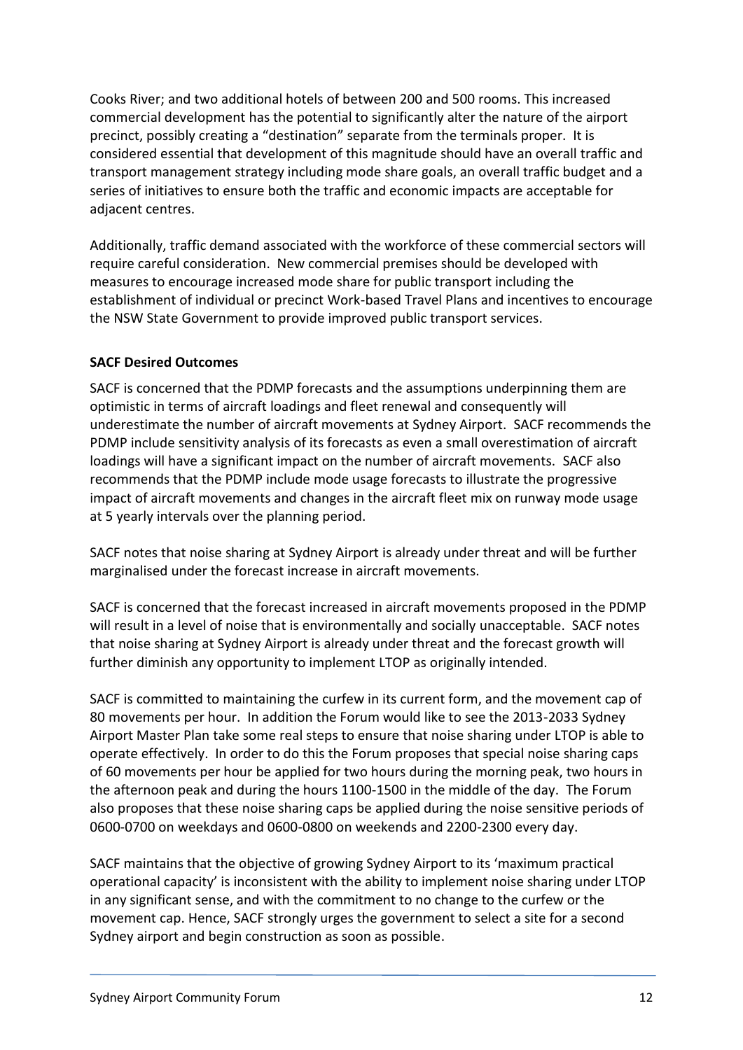Cooks River; and two additional hotels of between 200 and 500 rooms. This increased commercial development has the potential to significantly alter the nature of the airport precinct, possibly creating a "destination" separate from the terminals proper. It is considered essential that development of this magnitude should have an overall traffic and transport management strategy including mode share goals, an overall traffic budget and a series of initiatives to ensure both the traffic and economic impacts are acceptable for adjacent centres.

Additionally, traffic demand associated with the workforce of these commercial sectors will require careful consideration. New commercial premises should be developed with measures to encourage increased mode share for public transport including the establishment of individual or precinct Work-based Travel Plans and incentives to encourage the NSW State Government to provide improved public transport services.

**SACF Desired Outcomes**

SACF is concerned that the PDMP forecasts and the assumptions underpinning them are optimistic in terms of aircraft loadings and fleet renewal and consequently will underestimate the number of aircraft movements at Sydney Airport. SACF recommends the PDMP include sensitivity analysis of its forecasts as even a small overestimation of aircraft loadings will have a significant impact on the number of aircraft movements. SACF also recommends that the PDMP include mode usage forecasts to illustrate the progressive impact of aircraft movements and changes in the aircraft fleet mix on runway mode usage at 5 yearly intervals over the planning period.

SACF notes that noise sharing at Sydney Airport is already under threat and will be further marginalised under the forecast increase in aircraft movements.

SACF is concerned that the forecast increased in aircraft movements proposed in the PDMP will result in a level of noise that is environmentally and socially unacceptable. SACF notes that noise sharing at Sydney Airport is already under threat and the forecast growth will further diminish any opportunity to implement LTOP as originally intended.

SACF is committed to maintaining the curfew in its current form, and the movement cap of 80 movements per hour. In addition the Forum would like to see the 2013-2033 Sydney Airport Master Plan take some real steps to ensure that noise sharing under LTOP is able to operate effectively. In order to do this the Forum proposes that special noise sharing caps of 60 movements per hour be applied for two hours during the morning peak, two hours in the afternoon peak and during the hours 1100-1500 in the middle of the day. The Forum also proposes that these noise sharing caps be applied during the noise sensitive periods of 0600-0700 on weekdays and 0600-0800 on weekends and 2200-2300 every day.

SACF maintains that the objective of growing Sydney Airport to its 'maximum practical operational capacity' is inconsistent with the ability to implement noise sharing under LTOP in any significant sense, and with the commitment to no change to the curfew or the movement cap. Hence, SACF strongly urges the government to select a site for a second Sydney airport and begin construction as soon as possible.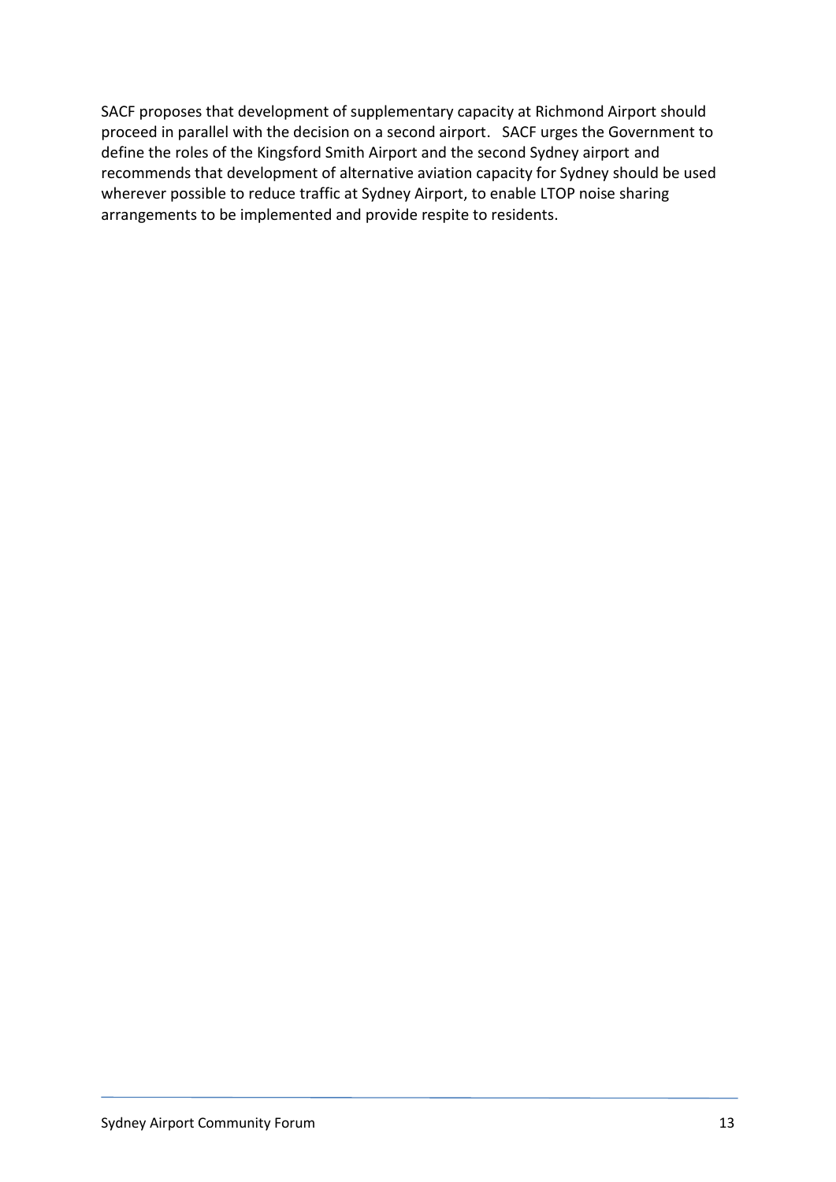SACF proposes that development of supplementary capacity at Richmond Airport should proceed in parallel with the decision on a second airport. SACF urges the Government to define the roles of the Kingsford Smith Airport and the second Sydney airport and recommends that development of alternative aviation capacity for Sydney should be used wherever possible to reduce traffic at Sydney Airport, to enable LTOP noise sharing arrangements to be implemented and provide respite to residents.